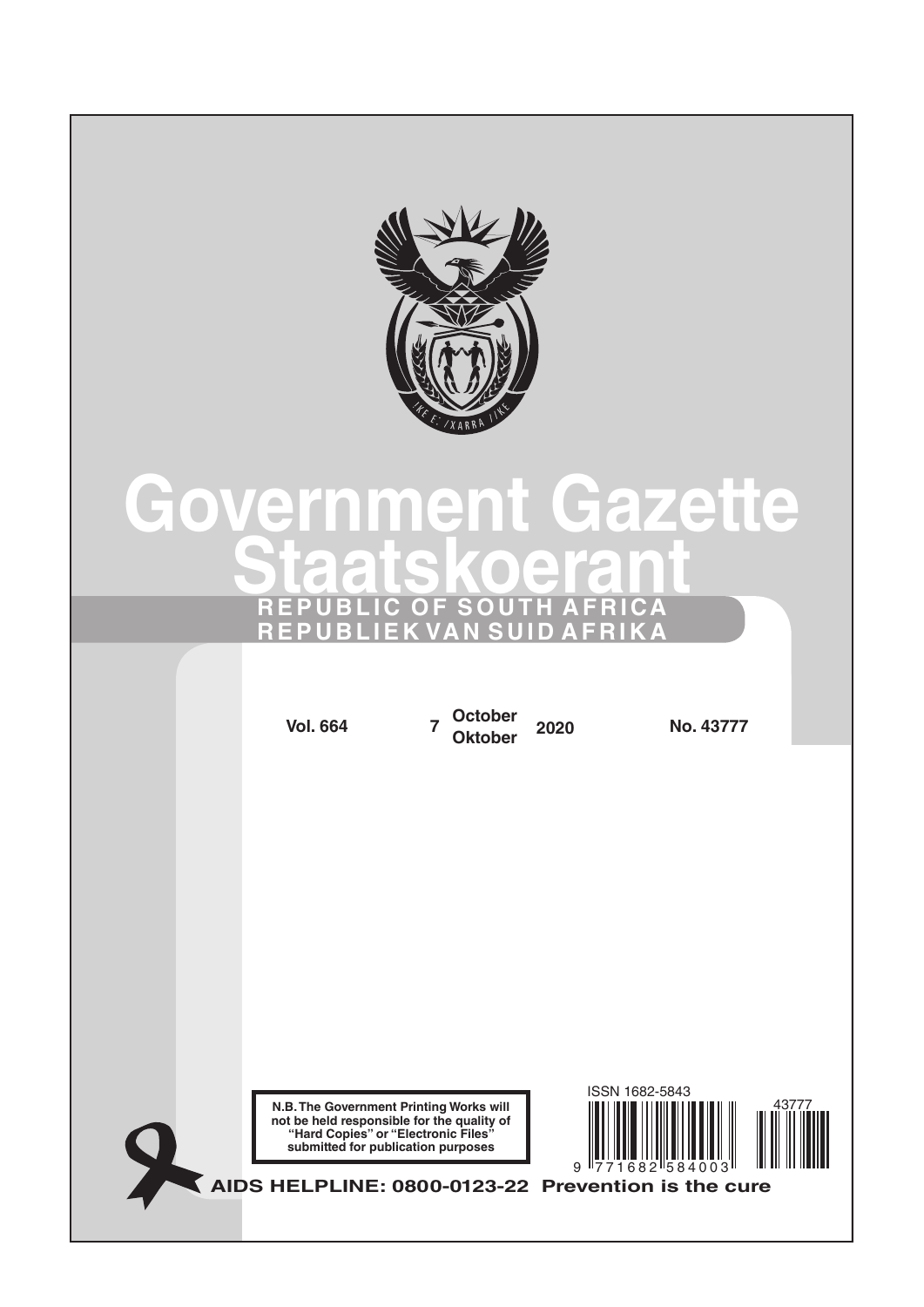# Government Gazette

# Staatskoerant

**REPUBLIC OF SOUTH AFRICA**

**REPUBLIEK VAN SUID AFRIKA**

**Vol. 664** | **7 October / Oktober 2020** | **No. 43777**

ISSN 1682-5843

**N.B. The Government Printing Works will not be held responsible for the quality of "Hard Copies" or "Electronic Files" submitted for publication purposes**

**AIDS HELPLINE: 0800-0123-22 Prevention is the cure**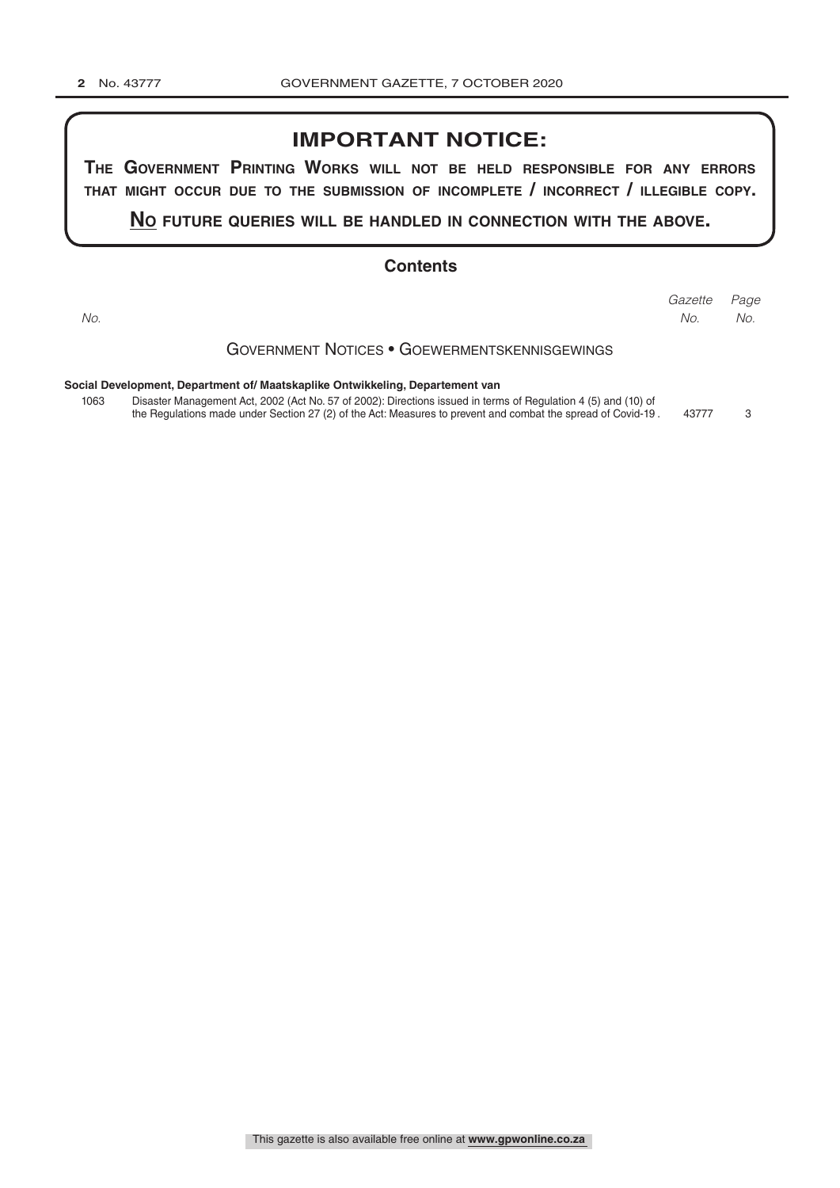## IMPORTANT NOTICE:

**THE GOVERNMENT PRINTING WORKS WILL NOT BE HELD RESPONSIBLE FOR ANY ERRORS THAT MIGHT OCCUR DUE TO THE SUBMISSION OF INCOMPLETE / INCORRECT / ILLEGIBLE COPY.**

**NO FUTURE QUERIES WILL BE HANDLED IN CONNECTION WITH THE ABOVE.**

## Contents

| *No.* | | *Gazette No.* | *Page No.* |
|---|---|---|---|
| | **GOVERNMENT NOTICES • GOEWERMENTSKENNISGEWINGS** | | |
| | **Social Development, Department of/ Maatskaplike Ontwikkeling, Departement van** | | |
| 1063 | Disaster Management Act, 2002 (Act No. 57 of 2002): Directions issued in terms of Regulation 4 (5) and (10) of the Regulations made under Section 27 (2) of the Act: Measures to prevent and combat the spread of Covid-19 . | 43777 | 3 |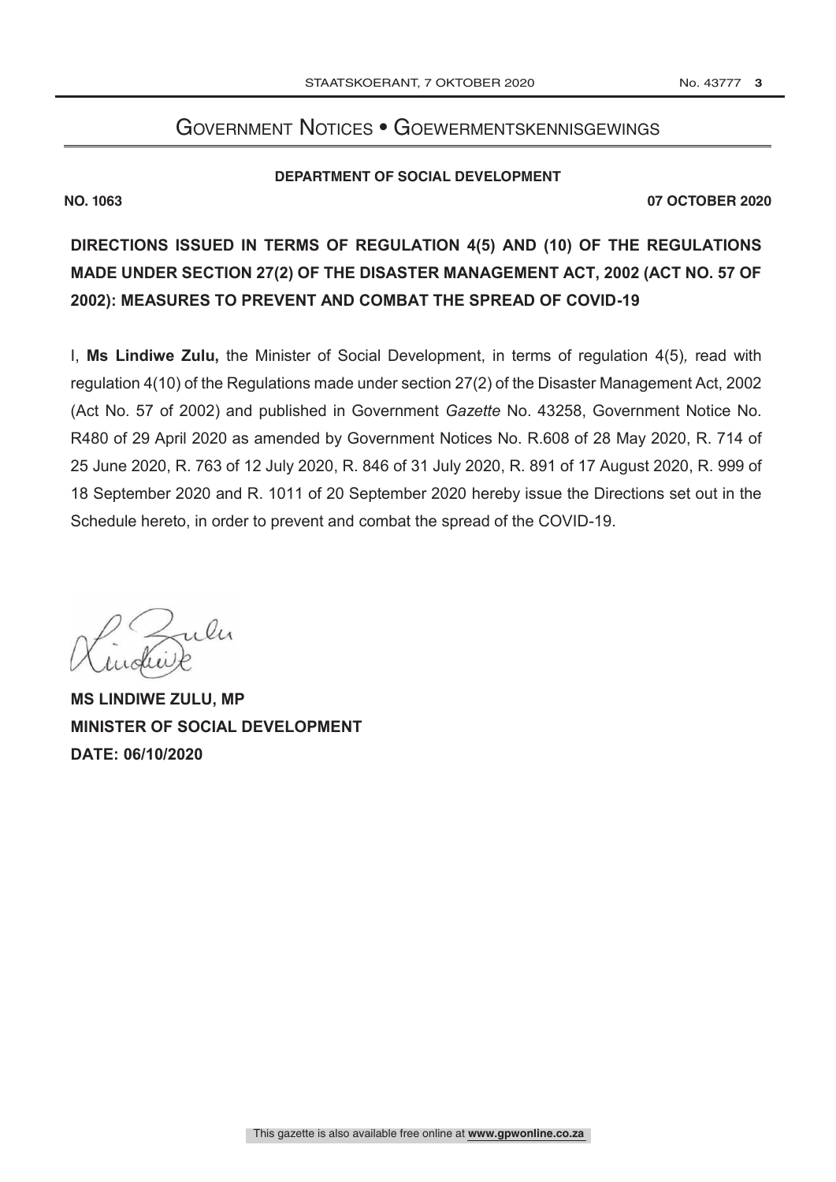# Government Notices • Goewermentskennisgewings

**DEPARTMENT OF SOCIAL DEVELOPMENT**

**NO. 1063** **07 OCTOBER 2020**

## DIRECTIONS ISSUED IN TERMS OF REGULATION 4(5) AND (10) OF THE REGULATIONS MADE UNDER SECTION 27(2) OF THE DISASTER MANAGEMENT ACT, 2002 (ACT NO. 57 OF 2002): MEASURES TO PREVENT AND COMBAT THE SPREAD OF COVID-19

I, **Ms Lindiwe Zulu,** the Minister of Social Development, in terms of regulation 4(5), read with regulation 4(10) of the Regulations made under section 27(2) of the Disaster Management Act, 2002 (Act No. 57 of 2002) and published in Government *Gazette* No. 43258, Government Notice No. R480 of 29 April 2020 as amended by Government Notices No. R.608 of 28 May 2020, R. 714 of 25 June 2020, R. 763 of 12 July 2020, R. 846 of 31 July 2020, R. 891 of 17 August 2020, R. 999 of 18 September 2020 and R. 1011 of 20 September 2020 hereby issue the Directions set out in the Schedule hereto, in order to prevent and combat the spread of the COVID-19.

**MS LINDIWE ZULU, MP**
**MINISTER OF SOCIAL DEVELOPMENT**
**DATE: 06/10/2020**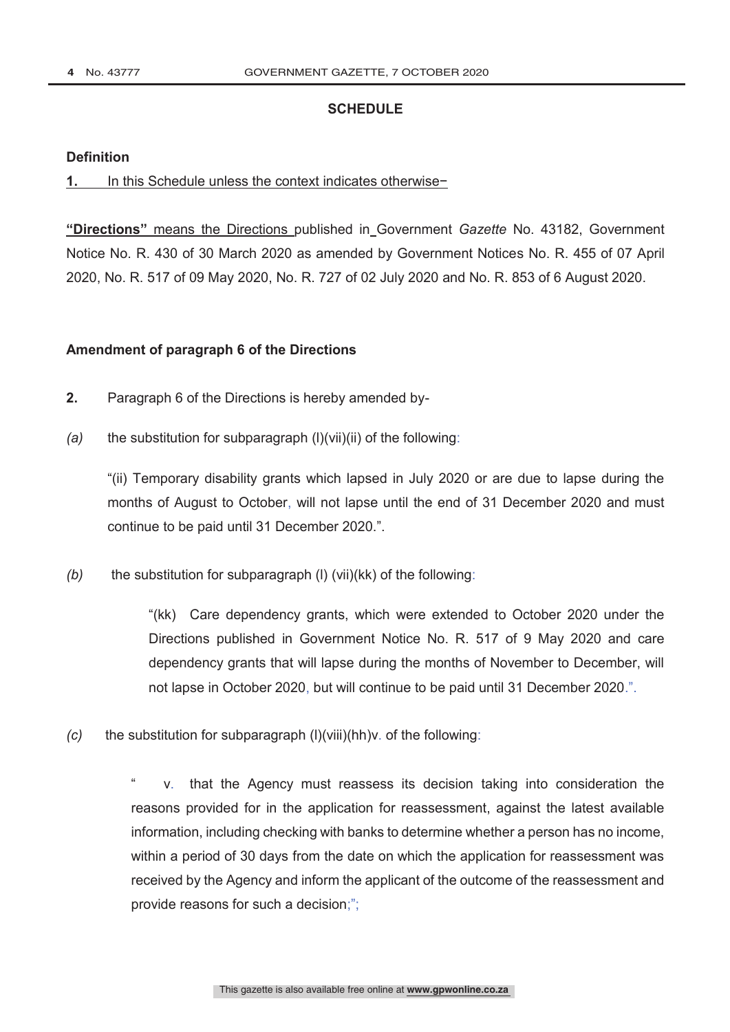## SCHEDULE

**Definition**

**1.** In this Schedule unless the context indicates otherwise−

**"Directions"** means the Directions published in Government *Gazette* No. 43182, Government Notice No. R. 430 of 30 March 2020 as amended by Government Notices No. R. 455 of 07 April 2020, No. R. 517 of 09 May 2020, No. R. 727 of 02 July 2020 and No. R. 853 of 6 August 2020.

**Amendment of paragraph 6 of the Directions**

**2.** Paragraph 6 of the Directions is hereby amended by-

*(a)* the substitution for subparagraph (l)(vii)(ii) of the following:

"(ii) Temporary disability grants which lapsed in July 2020 or are due to lapse during the months of August to October, will not lapse until the end of 31 December 2020 and must continue to be paid until 31 December 2020.".

*(b)* the substitution for subparagraph (l) (vii)(kk) of the following:

"(kk) Care dependency grants, which were extended to October 2020 under the Directions published in Government Notice No. R. 517 of 9 May 2020 and care dependency grants that will lapse during the months of November to December, will not lapse in October 2020, but will continue to be paid until 31 December 2020.".

*(c)* the substitution for subparagraph (l)(viii)(hh)v. of the following:

" v. that the Agency must reassess its decision taking into consideration the reasons provided for in the application for reassessment, against the latest available information, including checking with banks to determine whether a person has no income, within a period of 30 days from the date on which the application for reassessment was received by the Agency and inform the applicant of the outcome of the reassessment and provide reasons for such a decision;";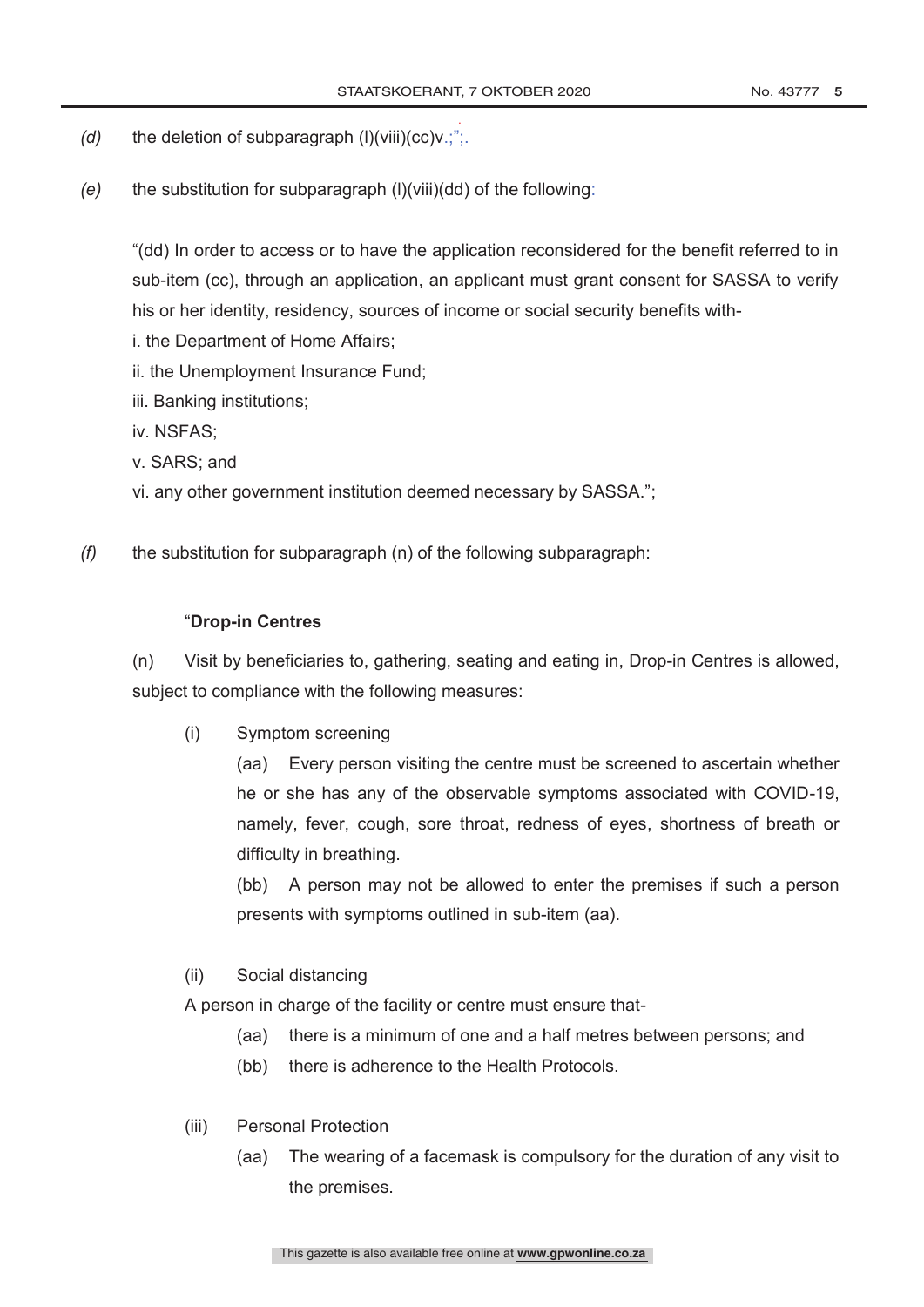*(d)* the deletion of subparagraph (l)(viii)(cc)v.;";.

*(e)* the substitution for subparagraph (l)(viii)(dd) of the following:

"(dd) In order to access or to have the application reconsidered for the benefit referred to in sub-item (cc), through an application, an applicant must grant consent for SASSA to verify his or her identity, residency, sources of income or social security benefits with-

i. the Department of Home Affairs;

ii. the Unemployment Insurance Fund;

iii. Banking institutions;

iv. NSFAS;

v. SARS; and

vi. any other government institution deemed necessary by SASSA.";

*(f)* the substitution for subparagraph (n) of the following subparagraph:

"**Drop-in Centres**

(n) Visit by beneficiaries to, gathering, seating and eating in, Drop-in Centres is allowed, subject to compliance with the following measures:

(i) Symptom screening

(aa) Every person visiting the centre must be screened to ascertain whether he or she has any of the observable symptoms associated with COVID-19, namely, fever, cough, sore throat, redness of eyes, shortness of breath or difficulty in breathing.

(bb) A person may not be allowed to enter the premises if such a person presents with symptoms outlined in sub-item (aa).

(ii) Social distancing

A person in charge of the facility or centre must ensure that-

(aa) there is a minimum of one and a half metres between persons; and

(bb) there is adherence to the Health Protocols.

(iii) Personal Protection

(aa) The wearing of a facemask is compulsory for the duration of any visit to the premises.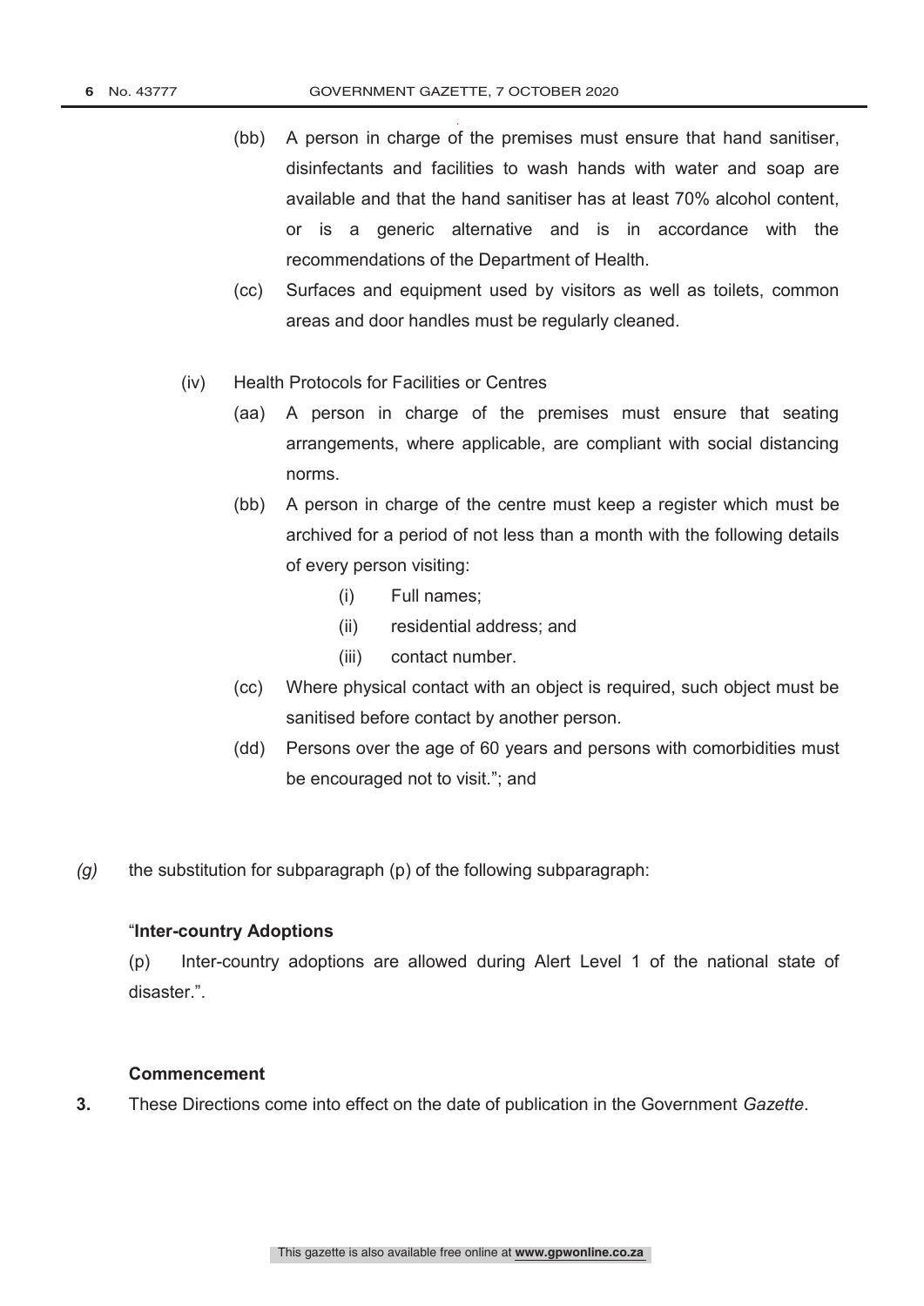(bb) A person in charge of the premises must ensure that hand sanitiser, disinfectants and facilities to wash hands with water and soap are available and that the hand sanitiser has at least 70% alcohol content, or is a generic alternative and is in accordance with the recommendations of the Department of Health.

(cc) Surfaces and equipment used by visitors as well as toilets, common areas and door handles must be regularly cleaned.

(iv) Health Protocols for Facilities or Centres

(aa) A person in charge of the premises must ensure that seating arrangements, where applicable, are compliant with social distancing norms.

(bb) A person in charge of the centre must keep a register which must be archived for a period of not less than a month with the following details of every person visiting:

(i) Full names;

(ii) residential address; and

(iii) contact number.

(cc) Where physical contact with an object is required, such object must be sanitised before contact by another person.

(dd) Persons over the age of 60 years and persons with comorbidities must be encouraged not to visit."; and

*(g)* the substitution for subparagraph (p) of the following subparagraph:

"**Inter-country Adoptions**

(p) Inter-country adoptions are allowed during Alert Level 1 of the national state of disaster.".

**Commencement**

**3.** These Directions come into effect on the date of publication in the Government *Gazette*.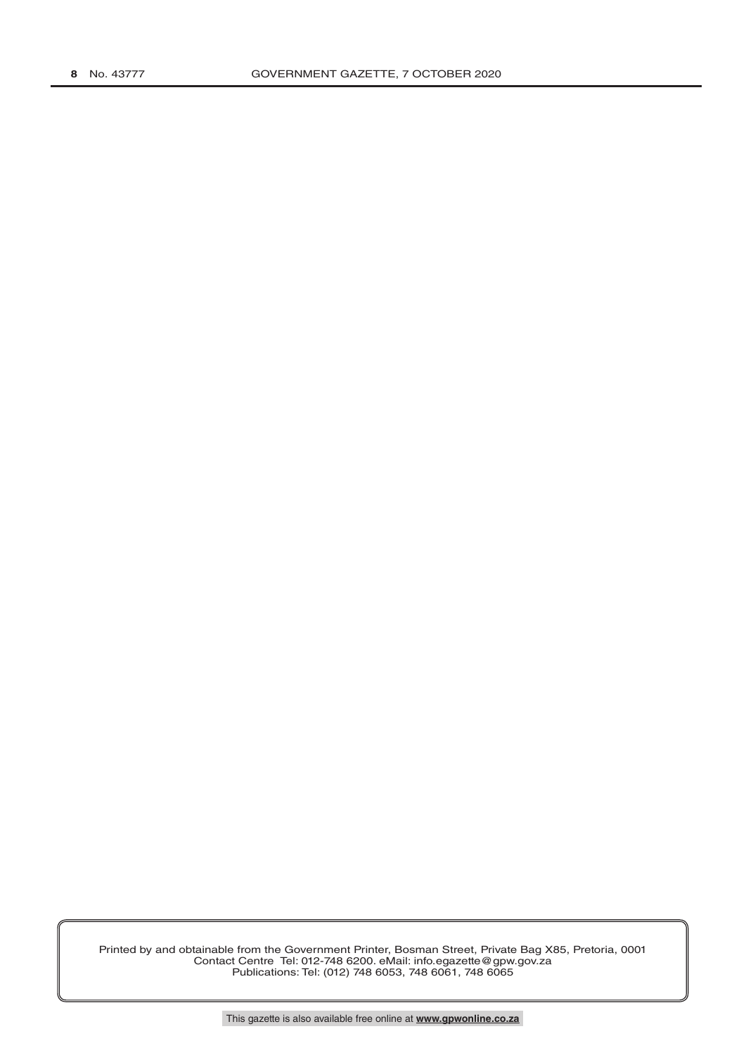Printed by and obtainable from the Government Printer, Bosman Street, Private Bag X85, Pretoria, 0001
Contact Centre Tel: 012-748 6200. eMail: info.egazette@gpw.gov.za
Publications: Tel: (012) 748 6053, 748 6061, 748 6065

This gazette is also available free online at **www.gpwonline.co.za**